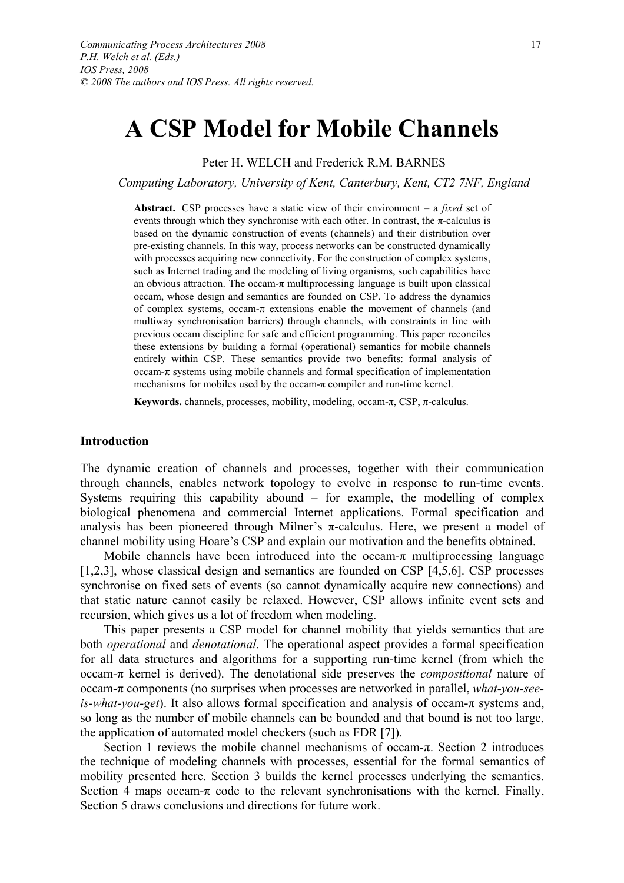# A CSP Model for Mobile Channels

Peter H. WELCH and Frederick R.M. BARNES

*Computing Laboratory, University of Kent, Canterbury, Kent, CT2 7NF, England*

**Abstract.** CSP processes have a static view of their environment – a *fixed* set of events through which they synchronise with each other. In contrast, the π-calculus is based on the dynamic construction of events (channels) and their distribution over pre-existing channels. In this way, process networks can be constructed dynamically with processes acquiring new connectivity. For the construction of complex systems, such as Internet trading and the modeling of living organisms, such capabilities have an obvious attraction. The occam-π multiprocessing language is built upon classical occam, whose design and semantics are founded on CSP. To address the dynamics of complex systems, occam-π extensions enable the movement of channels (and multiway synchronisation barriers) through channels, with constraints in line with previous occam discipline for safe and efficient programming. This paper reconciles these extensions by building a formal (operational) semantics for mobile channels entirely within CSP. These semantics provide two benefits: formal analysis of occam-π systems using mobile channels and formal specification of implementation mechanisms for mobiles used by the occam-π compiler and run-time kernel.

**Keywords.** channels, processes, mobility, modeling, occam-π, CSP, π-calculus.

## Introduction

The dynamic creation of channels and processes, together with their communication through channels, enables network topology to evolve in response to run-time events. Systems requiring this capability abound – for example, the modelling of complex biological phenomena and commercial Internet applications. Formal specification and analysis has been pioneered through Milner's π-calculus. Here, we present a model of channel mobility using Hoare's CSP and explain our motivation and the benefits obtained.

Mobile channels have been introduced into the occam-π multiprocessing language [1,2,3], whose classical design and semantics are founded on CSP [4,5,6]. CSP processes synchronise on fixed sets of events (so cannot dynamically acquire new connections) and that static nature cannot easily be relaxed. However, CSP allows infinite event sets and recursion, which gives us a lot of freedom when modeling.

This paper presents a CSP model for channel mobility that yields semantics that are both *operational* and *denotational*. The operational aspect provides a formal specification for all data structures and algorithms for a supporting run-time kernel (from which the occam-π kernel is derived). The denotational side preserves the *compositional* nature of occam-π components (no surprises when processes are networked in parallel, *what-you-see-is-what-you-get*). It also allows formal specification and analysis of occam-π systems and, so long as the number of mobile channels can be bounded and that bound is not too large, the application of automated model checkers (such as FDR [7]).

Section 1 reviews the mobile channel mechanisms of occam-π. Section 2 introduces the technique of modeling channels with processes, essential for the formal semantics of mobility presented here. Section 3 builds the kernel processes underlying the semantics. Section 4 maps occam-π code to the relevant synchronisations with the kernel. Finally, Section 5 draws conclusions and directions for future work.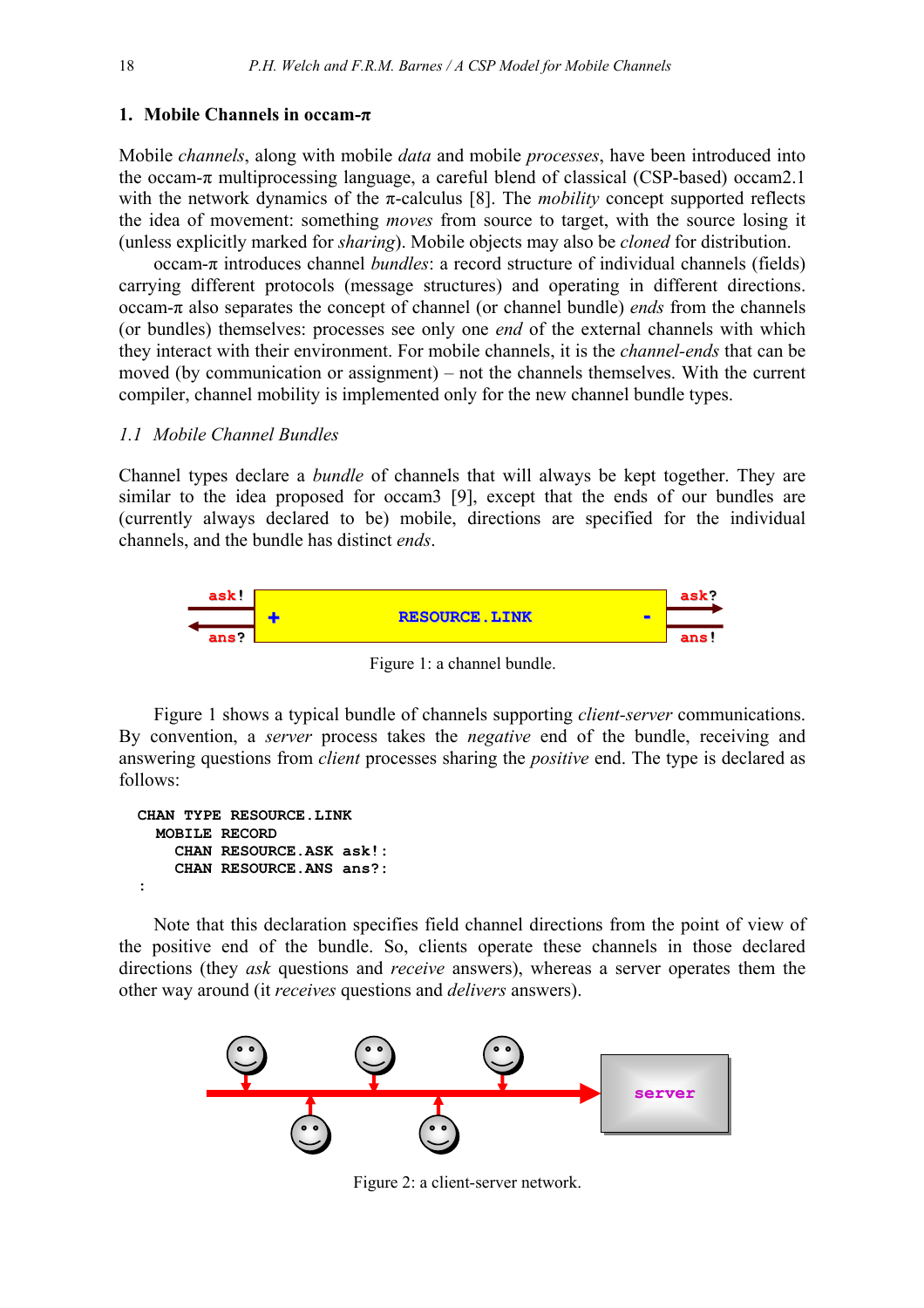## 1. Mobile Channels in occam-π

Mobile *channels*, along with mobile *data* and mobile *processes*, have been introduced into the occam-π multiprocessing language, a careful blend of classical (CSP-based) occam2.1 with the network dynamics of the π-calculus [8]. The *mobility* concept supported reflects the idea of movement: something *moves* from source to target, with the source losing it (unless explicitly marked for *sharing*). Mobile objects may also be *cloned* for distribution.

occam-π introduces channel *bundles*: a record structure of individual channels (fields) carrying different protocols (message structures) and operating in different directions. occam-π also separates the concept of channel (or channel bundle) *ends* from the channels (or bundles) themselves: processes see only one *end* of the external channels with which they interact with their environment. For mobile channels, it is the *channel-ends* that can be moved (by communication or assignment) – not the channels themselves. With the current compiler, channel mobility is implemented only for the new channel bundle types.

### *1.1 Mobile Channel Bundles*

Channel types declare a *bundle* of channels that will always be kept together. They are similar to the idea proposed for occam3 [9], except that the ends of our bundles are (currently always declared to be) mobile, directions are specified for the individual channels, and the bundle has distinct *ends*.

Figure 1: a channel bundle.

Figure 1 shows a typical bundle of channels supporting *client-server* communications. By convention, a *server* process takes the *negative* end of the bundle, receiving and answering questions from *client* processes sharing the *positive* end. The type is declared as follows:

```
CHAN TYPE RESOURCE.LINK
  MOBILE RECORD
    CHAN RESOURCE.ASK ask!:
    CHAN RESOURCE.ANS ans?:
:
```

Note that this declaration specifies field channel directions from the point of view of the positive end of the bundle. So, clients operate these channels in those declared directions (they *ask* questions and *receive* answers), whereas a server operates them the other way around (it *receives* questions and *delivers* answers).

Figure 2: a client-server network.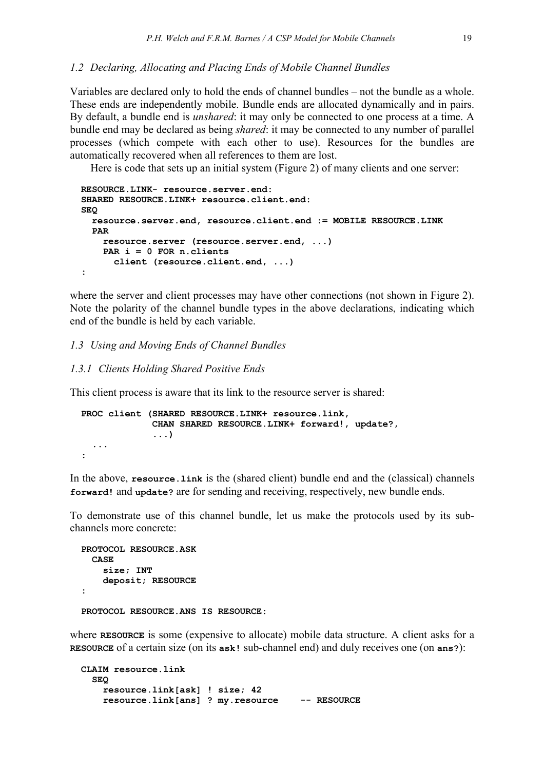### 1.2 Declaring, Allocating and Placing Ends of Mobile Channel Bundles

Variables are declared only to hold the ends of channel bundles – not the bundle as a whole. These ends are independently mobile. Bundle ends are allocated dynamically and in pairs. By default, a bundle end is *unshared*: it may only be connected to one process at a time. A bundle end may be declared as being *shared*: it may be connected to any number of parallel processes (which compete with each other to use). Resources for the bundles are automatically recovered when all references to them are lost.

Here is code that sets up an initial system (Figure 2) of many clients and one server:

```
RESOURCE.LINK- resource.server.end:
SHARED RESOURCE.LINK+ resource.client.end:
SEQ
  resource.server.end, resource.client.end := MOBILE RESOURCE.LINK
  PAR
    resource.server (resource.server.end, ...)
    PAR i = 0 FOR n.clients
      client (resource.client.end, ...)
:
```

where the server and client processes may have other connections (not shown in Figure 2). Note the polarity of the channel bundle types in the above declarations, indicating which end of the bundle is held by each variable.

### 1.3 Using and Moving Ends of Channel Bundles

#### 1.3.1 Clients Holding Shared Positive Ends

This client process is aware that its link to the resource server is shared:

```
PROC client (SHARED RESOURCE.LINK+ resource.link,
             CHAN SHARED RESOURCE.LINK+ forward!, update?,
             ...)
  ...
:
```

In the above, `resource.link` is the (shared client) bundle end and the (classical) channels `forward!` and `update?` are for sending and receiving, respectively, new bundle ends.

To demonstrate use of this channel bundle, let us make the protocols used by its sub-channels more concrete:

```
PROTOCOL RESOURCE.ASK
  CASE
    size; INT
    deposit; RESOURCE
:

PROTOCOL RESOURCE.ANS IS RESOURCE:
```

where `RESOURCE` is some (expensive to allocate) mobile data structure. A client asks for a `RESOURCE` of a certain size (on its `ask!` sub-channel end) and duly receives one (on `ans?`):

```
CLAIM resource.link
  SEQ
    resource.link[ask] ! size; 42
    resource.link[ans] ? my.resource    -- RESOURCE
```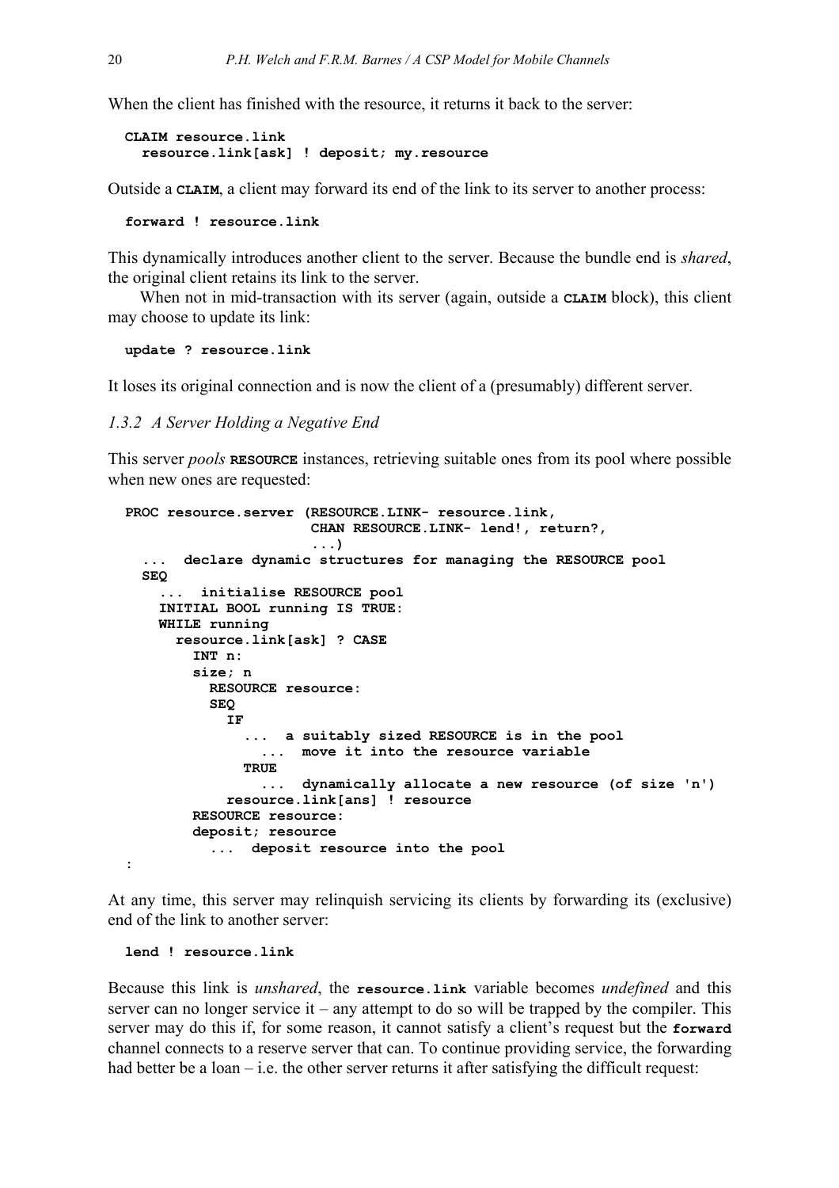When the client has finished with the resource, it returns it back to the server:

```
CLAIM resource.link
  resource.link[ask] ! deposit; my.resource
```

Outside a **CLAIM**, a client may forward its end of the link to its server to another process:

```
forward ! resource.link
```

This dynamically introduces another client to the server. Because the bundle end is *shared*, the original client retains its link to the server.

When not in mid-transaction with its server (again, outside a **CLAIM** block), this client may choose to update its link:

```
update ? resource.link
```

It loses its original connection and is now the client of a (presumably) different server.

#### *1.3.2 A Server Holding a Negative End*

This server *pools* **RESOURCE** instances, retrieving suitable ones from its pool where possible when new ones are requested:

```
PROC resource.server (RESOURCE.LINK- resource.link,
                      CHAN RESOURCE.LINK- lend!, return?,
                      ...)
  ...  declare dynamic structures for managing the RESOURCE pool
  SEQ
    ...  initialise RESOURCE pool
    INITIAL BOOL running IS TRUE:
    WHILE running
      resource.link[ask] ? CASE
        INT n:
        size; n
          RESOURCE resource:
          SEQ
            IF
              ...  a suitably sized RESOURCE is in the pool
                ...  move it into the resource variable
              TRUE
                ...  dynamically allocate a new resource (of size 'n')
            resource.link[ans] ! resource
        RESOURCE resource:
        deposit; resource
          ...  deposit resource into the pool
:
```

At any time, this server may relinquish servicing its clients by forwarding its (exclusive) end of the link to another server:

```
lend ! resource.link
```

Because this link is *unshared*, the **resource.link** variable becomes *undefined* and this server can no longer service it – any attempt to do so will be trapped by the compiler. This server may do this if, for some reason, it cannot satisfy a client's request but the **forward** channel connects to a reserve server that can. To continue providing service, the forwarding had better be a loan – i.e. the other server returns it after satisfying the difficult request: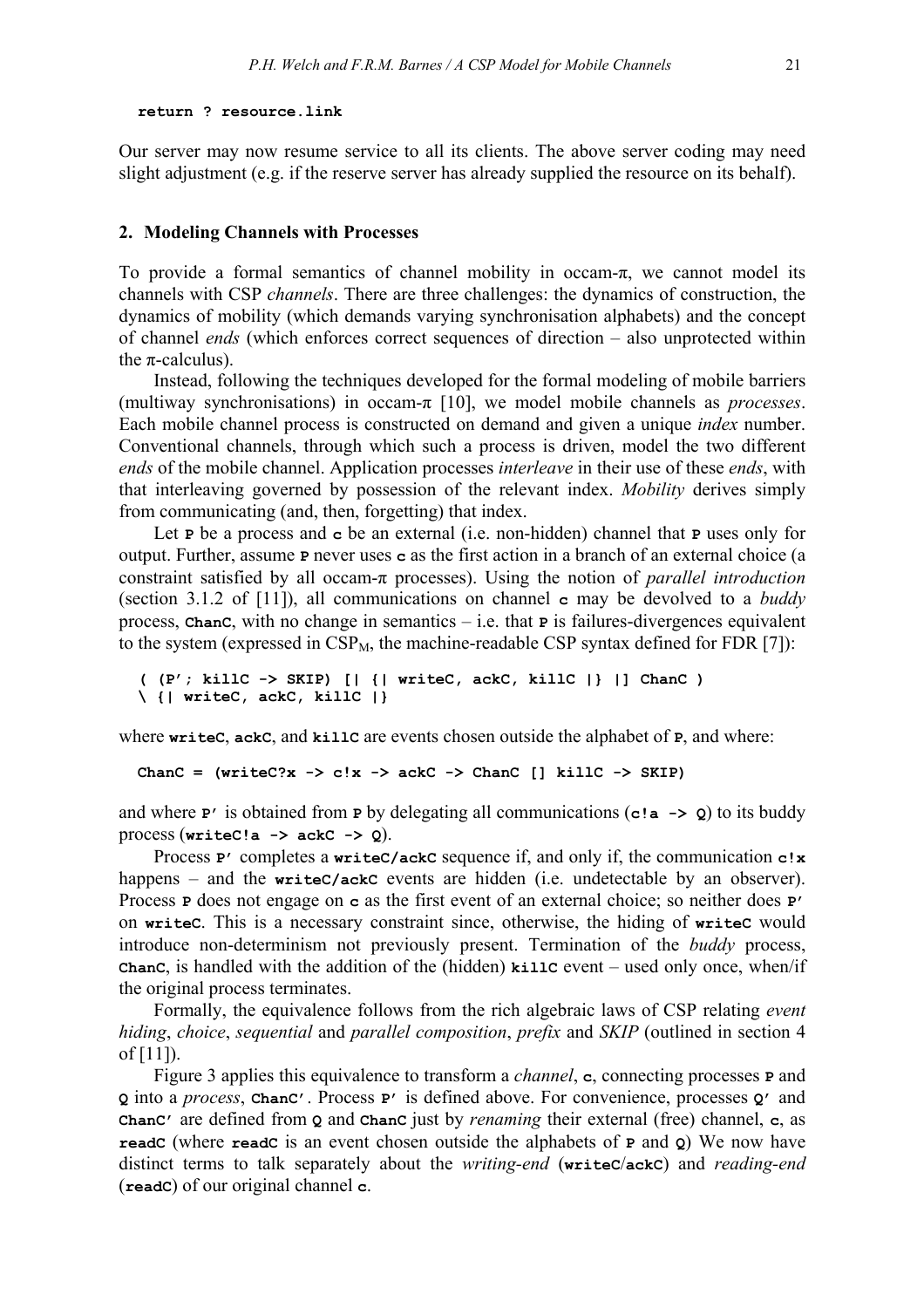```
return ? resource.link
```

Our server may now resume service to all its clients. The above server coding may need slight adjustment (e.g. if the reserve server has already supplied the resource on its behalf).

## 2. Modeling Channels with Processes

To provide a formal semantics of channel mobility in occam-π, we cannot model its channels with CSP *channels*. There are three challenges: the dynamics of construction, the dynamics of mobility (which demands varying synchronisation alphabets) and the concept of channel *ends* (which enforces correct sequences of direction – also unprotected within the π-calculus).

Instead, following the techniques developed for the formal modeling of mobile barriers (multiway synchronisations) in occam-π [10], we model mobile channels as *processes*. Each mobile channel process is constructed on demand and given a unique *index* number. Conventional channels, through which such a process is driven, model the two different *ends* of the mobile channel. Application processes *interleave* in their use of these *ends*, with that interleaving governed by possession of the relevant index. *Mobility* derives simply from communicating (and, then, forgetting) that index.

Let **P** be a process and **c** be an external (i.e. non-hidden) channel that **P** uses only for output. Further, assume **P** never uses **c** as the first action in a branch of an external choice (a constraint satisfied by all occam-π processes). Using the notion of *parallel introduction* (section 3.1.2 of [11]), all communications on channel **c** may be devolved to a *buddy* process, **ChanC**, with no change in semantics – i.e. that **P** is failures-divergences equivalent to the system (expressed in $CSP_M$, the machine-readable CSP syntax defined for FDR [7]):

```
( (P'; killC -> SKIP) [| {| writeC, ackC, killC |} |] ChanC )
\ {| writeC, ackC, killC |}
```

where **writeC**, **ackC**, and **killC** are events chosen outside the alphabet of **P**, and where:

```
ChanC = (writeC?x -> c!x -> ackC -> ChanC [] killC -> SKIP)
```

and where **P'** is obtained from **P** by delegating all communications (**c!a -> Q**) to its buddy process (**writeC!a -> ackC -> Q**).

Process **P'** completes a **writeC/ackC** sequence if, and only if, the communication **c!x** happens – and the **writeC/ackC** events are hidden (i.e. undetectable by an observer). Process **P** does not engage on **c** as the first event of an external choice; so neither does **P'** on **writeC**. This is a necessary constraint since, otherwise, the hiding of **writeC** would introduce non-determinism not previously present. Termination of the *buddy* process, **ChanC**, is handled with the addition of the (hidden) **killC** event – used only once, when/if the original process terminates.

Formally, the equivalence follows from the rich algebraic laws of CSP relating *event hiding*, *choice*, *sequential* and *parallel composition*, *prefix* and *SKIP* (outlined in section 4 of [11]).

Figure 3 applies this equivalence to transform a *channel*, **c**, connecting processes **P** and **Q** into a *process*, **ChanC'**. Process **P'** is defined above. For convenience, processes **Q'** and **ChanC'** are defined from **Q** and **ChanC** just by *renaming* their external (free) channel, **c**, as **readC** (where **readC** is an event chosen outside the alphabets of **P** and **Q**) We now have distinct terms to talk separately about the *writing-end* (**writeC**/**ackC**) and *reading-end* (**readC**) of our original channel **c**.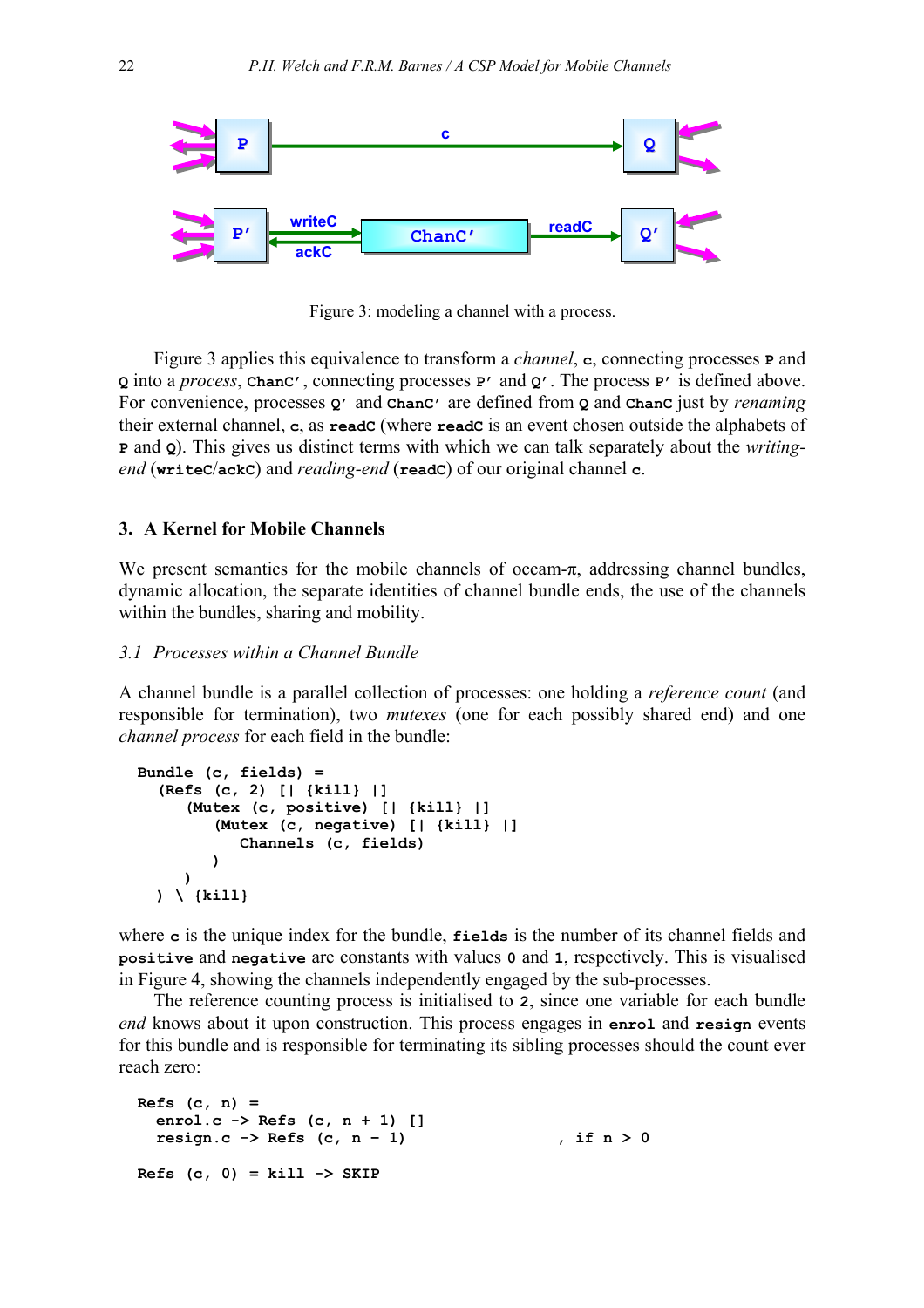Figure 3: modeling a channel with a process.

Figure 3 applies this equivalence to transform a *channel*, **c**, connecting processes **P** and **Q** into a *process*, **ChanC′**, connecting processes **P′** and **Q′**. The process **P′** is defined above. For convenience, processes **Q′** and **ChanC′** are defined from **Q** and **ChanC** just by *renaming* their external channel, **c**, as **readC** (where **readC** is an event chosen outside the alphabets of **P** and **Q**). This gives us distinct terms with which we can talk separately about the *writing-end* (**writeC**/**ackC**) and *reading-end* (**readC**) of our original channel **c**.

## 3. A Kernel for Mobile Channels

We present semantics for the mobile channels of occam-π, addressing channel bundles, dynamic allocation, the separate identities of channel bundle ends, the use of the channels within the bundles, sharing and mobility.

### 3.1 Processes within a Channel Bundle

A channel bundle is a parallel collection of processes: one holding a *reference count* (and responsible for termination), two *mutexes* (one for each possibly shared end) and one *channel process* for each field in the bundle:

```
Bundle (c, fields) =
  (Refs (c, 2) [| {kill} |]
     (Mutex (c, positive) [| {kill} |]
        (Mutex (c, negative) [| {kill} |]
           Channels (c, fields)
        )
     )
  ) \ {kill}
```

where **c** is the unique index for the bundle, **fields** is the number of its channel fields and **positive** and **negative** are constants with values **0** and **1**, respectively. This is visualised in Figure 4, showing the channels independently engaged by the sub-processes.

The reference counting process is initialised to **2**, since one variable for each bundle *end* knows about it upon construction. This process engages in **enrol** and **resign** events for this bundle and is responsible for terminating its sibling processes should the count ever reach zero:

```
Refs (c, n) =
  enrol.c -> Refs (c, n + 1) []
  resign.c -> Refs (c, n - 1)                 , if n > 0

Refs (c, 0) = kill -> SKIP
```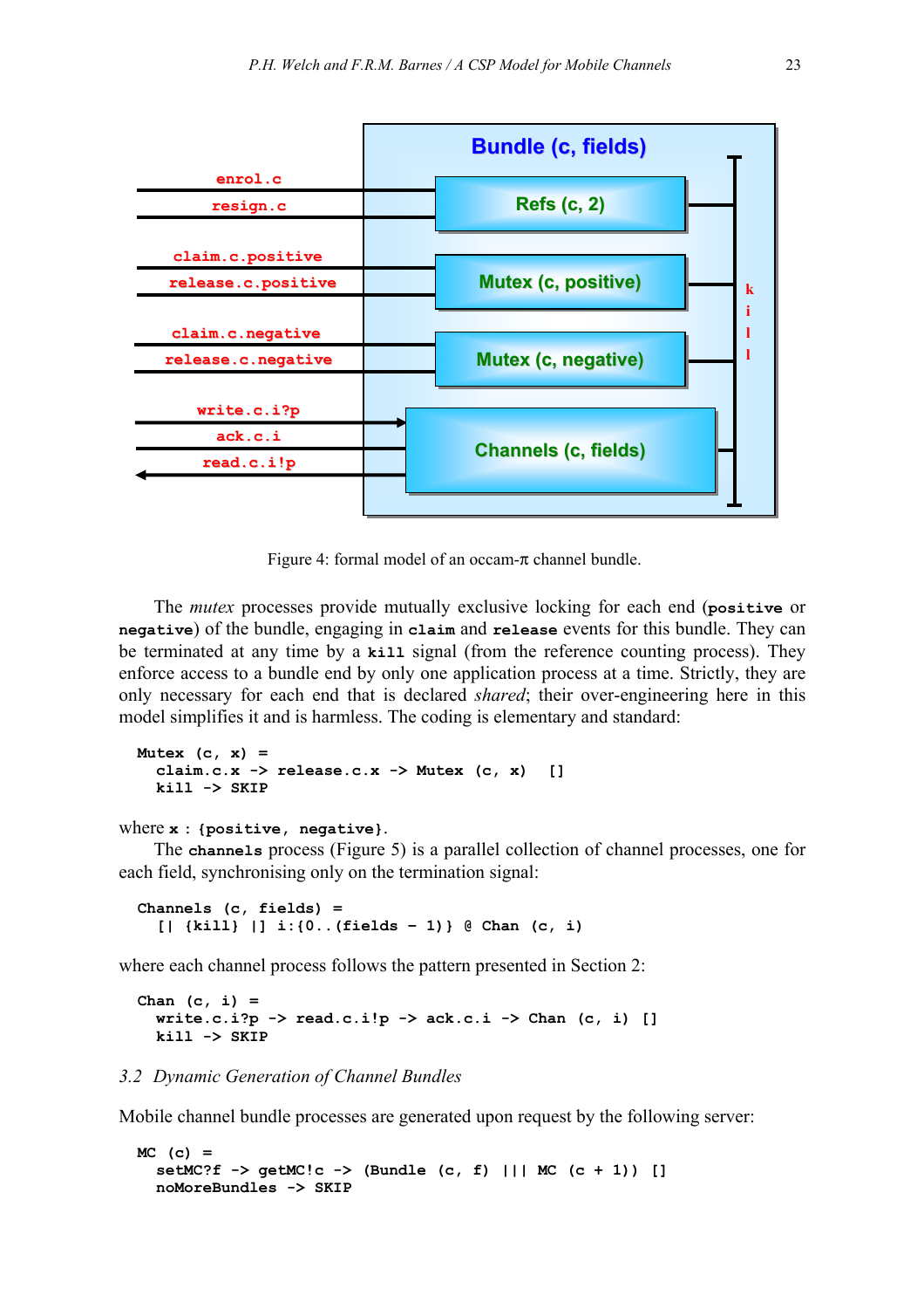Figure 4: formal model of an occam-π channel bundle.

The *mutex* processes provide mutually exclusive locking for each end (**positive** or **negative**) of the bundle, engaging in **claim** and **release** events for this bundle. They can be terminated at any time by a **kill** signal (from the reference counting process). They enforce access to a bundle end by only one application process at a time. Strictly, they are only necessary for each end that is declared *shared*; their over-engineering here in this model simplifies it and is harmless. The coding is elementary and standard:

```
Mutex (c, x) =
  claim.c.x -> release.c.x -> Mutex (c, x)   []
  kill -> SKIP
```

where **x : {positive, negative}**.

The **channels** process (Figure 5) is a parallel collection of channel processes, one for each field, synchronising only on the termination signal:

```
Channels (c, fields) =
  [| {kill} |] i:{0..(fields - 1)} @ Chan (c, i)
```

where each channel process follows the pattern presented in Section 2:

```
Chan (c, i) =
  write.c.i?p -> read.c.i!p -> ack.c.i -> Chan (c, i) []
  kill -> SKIP
```

### 3.2 Dynamic Generation of Channel Bundles

Mobile channel bundle processes are generated upon request by the following server:

```
MC (c) =
  setMC?f -> getMC!c -> (Bundle (c, f) ||| MC (c + 1)) []
  noMoreBundles -> SKIP
```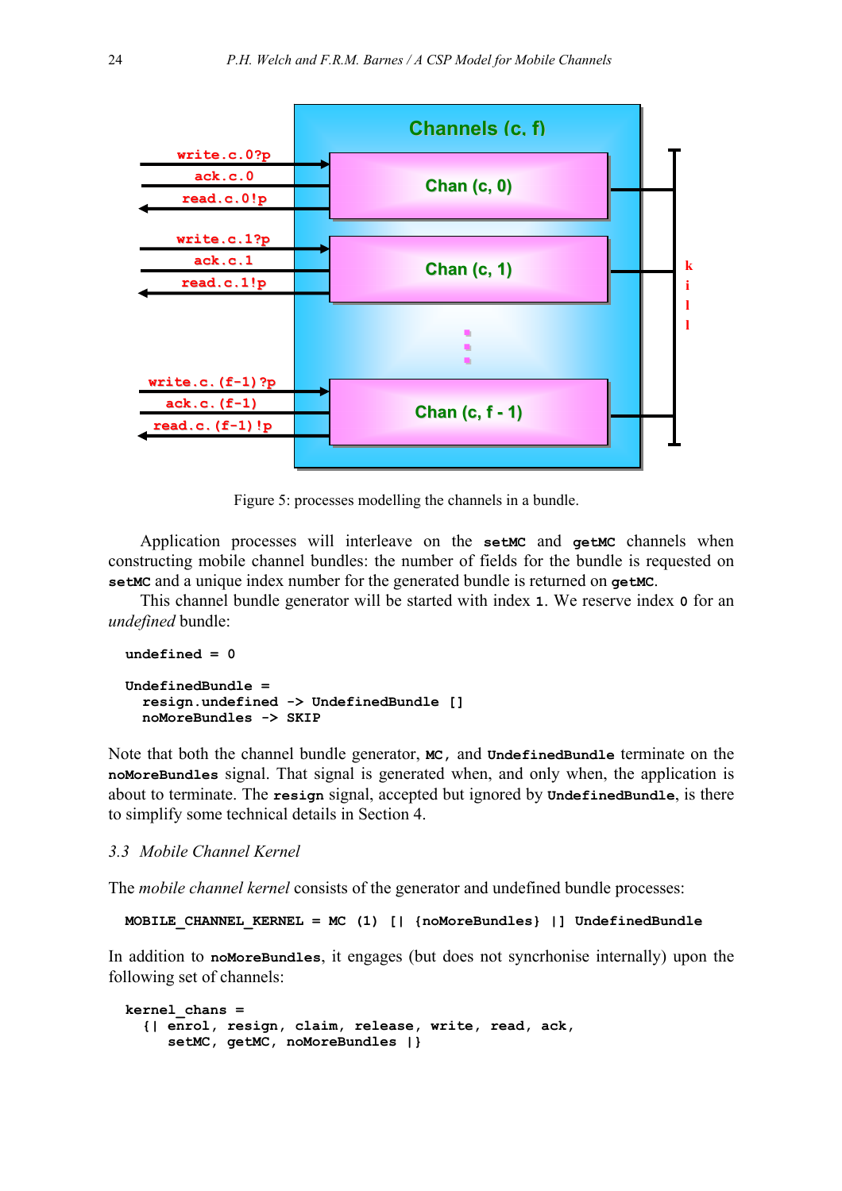Figure 5: processes modelling the channels in a bundle.

Application processes will interleave on the **setMC** and **getMC** channels when constructing mobile channel bundles: the number of fields for the bundle is requested on **setMC** and a unique index number for the generated bundle is returned on **getMC**.

This channel bundle generator will be started with index **1**. We reserve index **0** for an *undefined* bundle:

```
undefined = 0

UndefinedBundle =
  resign.undefined -> UndefinedBundle []
  noMoreBundles -> SKIP
```

Note that both the channel bundle generator, **MC**, and **UndefinedBundle** terminate on the **noMoreBundles** signal. That signal is generated when, and only when, the application is about to terminate. The **resign** signal, accepted but ignored by **UndefinedBundle**, is there to simplify some technical details in Section 4.

### *3.3 Mobile Channel Kernel*

The *mobile channel kernel* consists of the generator and undefined bundle processes:

```
MOBILE_CHANNEL_KERNEL = MC (1) [| {noMoreBundles} |] UndefinedBundle
```

In addition to **noMoreBundles**, it engages (but does not syncrhonise internally) upon the following set of channels:

```
kernel_chans =
  {| enrol, resign, claim, release, write, read, ack,
     setMC, getMC, noMoreBundles |}
```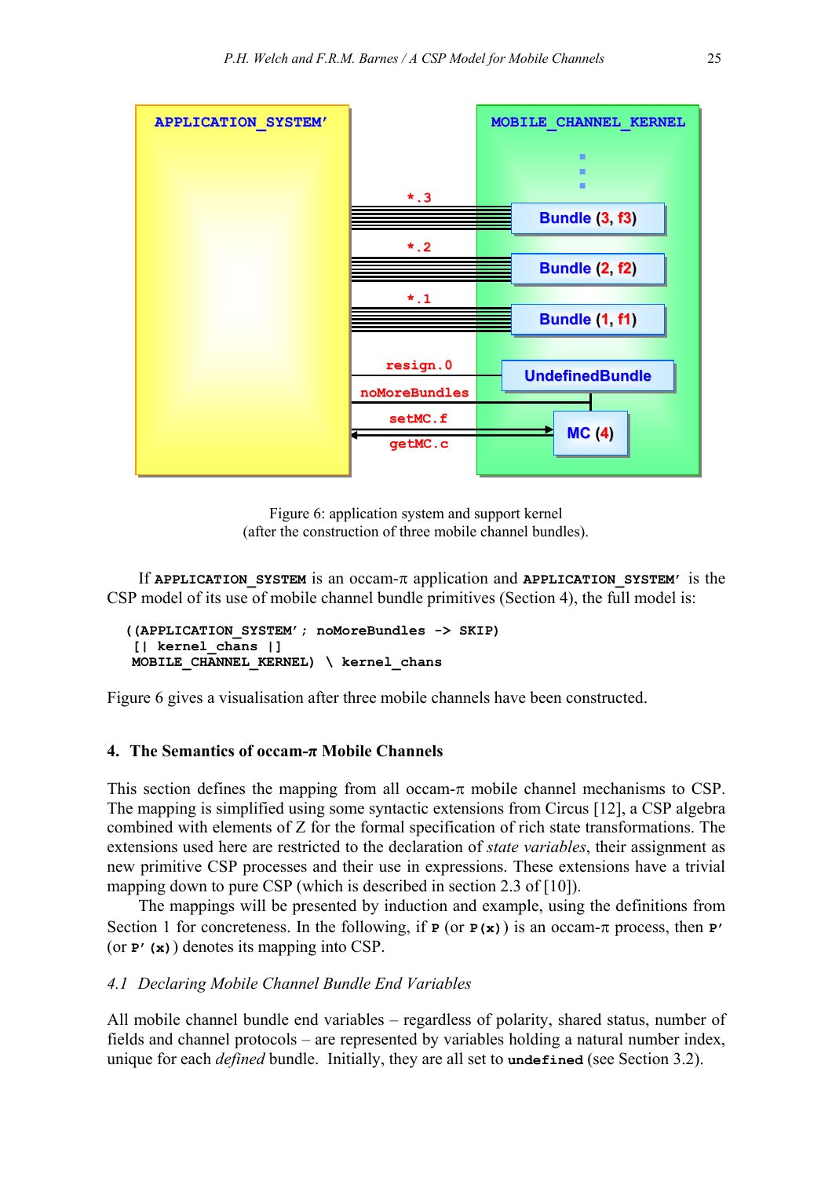Figure 6: application system and support kernel
(after the construction of three mobile channel bundles).

If **APPLICATION_SYSTEM** is an occam-π application and **APPLICATION_SYSTEM′** is the CSP model of its use of mobile channel bundle primitives (Section 4), the full model is:

```
((APPLICATION_SYSTEM′; noMoreBundles -> SKIP)
 [| kernel_chans |]
 MOBILE_CHANNEL_KERNEL) \ kernel_chans
```

Figure 6 gives a visualisation after three mobile channels have been constructed.

## 4. The Semantics of occam-π Mobile Channels

This section defines the mapping from all occam-π mobile channel mechanisms to CSP. The mapping is simplified using some syntactic extensions from Circus [12], a CSP algebra combined with elements of Z for the formal specification of rich state transformations. The extensions used here are restricted to the declaration of *state variables*, their assignment as new primitive CSP processes and their use in expressions. These extensions have a trivial mapping down to pure CSP (which is described in section 2.3 of [10]).

The mappings will be presented by induction and example, using the definitions from Section 1 for concreteness. In the following, if **P** (or **P(x)**) is an occam-π process, then **P′** (or **P′(x)**) denotes its mapping into CSP.

### *4.1 Declaring Mobile Channel Bundle End Variables*

All mobile channel bundle end variables – regardless of polarity, shared status, number of fields and channel protocols – are represented by variables holding a natural number index, unique for each *defined* bundle. Initially, they are all set to **undefined** (see Section 3.2).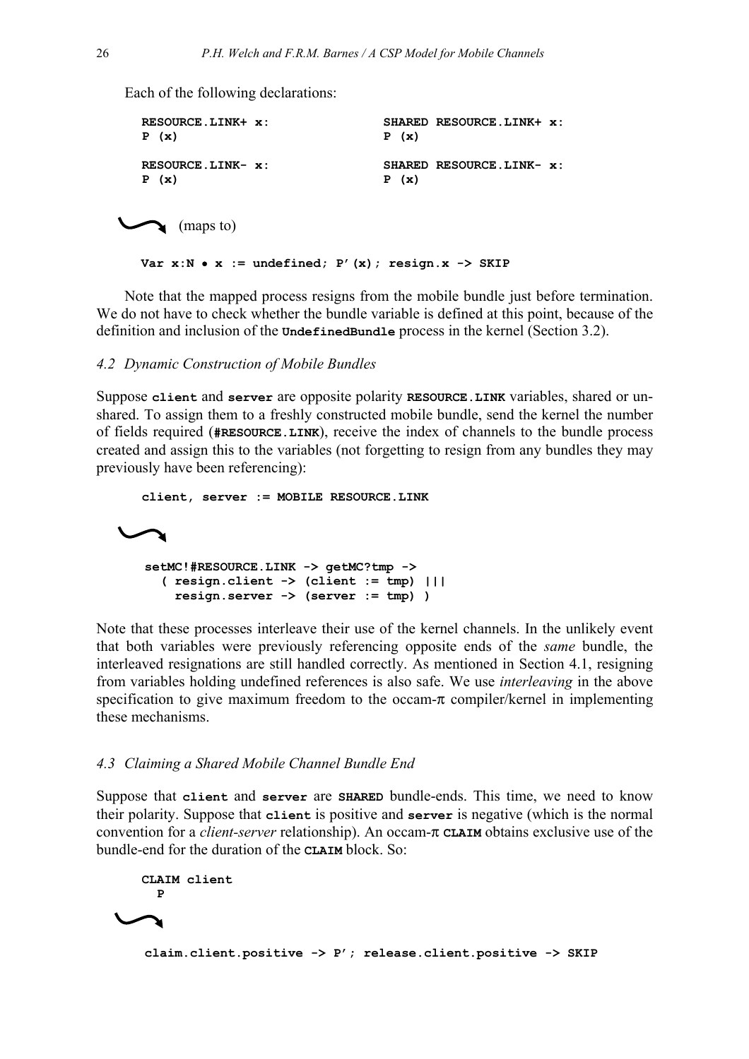Each of the following declarations:

```
RESOURCE.LINK+ x:                    SHARED RESOURCE.LINK+ x:
P (x)                                P (x)

RESOURCE.LINK- x:                    SHARED RESOURCE.LINK- x:
P (x)                                P (x)
```

(maps to)

```
Var x:N • x := undefined; P'(x); resign.x -> SKIP
```

Note that the mapped process resigns from the mobile bundle just before termination. We do not have to check whether the bundle variable is defined at this point, because of the definition and inclusion of the **UndefinedBundle** process in the kernel (Section 3.2).

### *4.2 Dynamic Construction of Mobile Bundles*

Suppose **client** and **server** are opposite polarity **RESOURCE.LINK** variables, shared or unshared. To assign them to a freshly constructed mobile bundle, send the kernel the number of fields required (**#RESOURCE.LINK**), receive the index of channels to the bundle process created and assign this to the variables (not forgetting to resign from any bundles they may previously have been referencing):

```
client, server := MOBILE RESOURCE.LINK
```

```
setMC!#RESOURCE.LINK -> getMC?tmp ->
  ( resign.client -> (client := tmp) |||
    resign.server -> (server := tmp) )
```

Note that these processes interleave their use of the kernel channels. In the unlikely event that both variables were previously referencing opposite ends of the *same* bundle, the interleaved resignations are still handled correctly. As mentioned in Section 4.1, resigning from variables holding undefined references is also safe. We use *interleaving* in the above specification to give maximum freedom to the occam-π compiler/kernel in implementing these mechanisms.

### *4.3 Claiming a Shared Mobile Channel Bundle End*

Suppose that **client** and **server** are **SHARED** bundle-ends. This time, we need to know their polarity. Suppose that **client** is positive and **server** is negative (which is the normal convention for a *client-server* relationship). An occam-π **CLAIM** obtains exclusive use of the bundle-end for the duration of the **CLAIM** block. So:

```
CLAIM client
  P
```

```
claim.client.positive -> P'; release.client.positive -> SKIP
```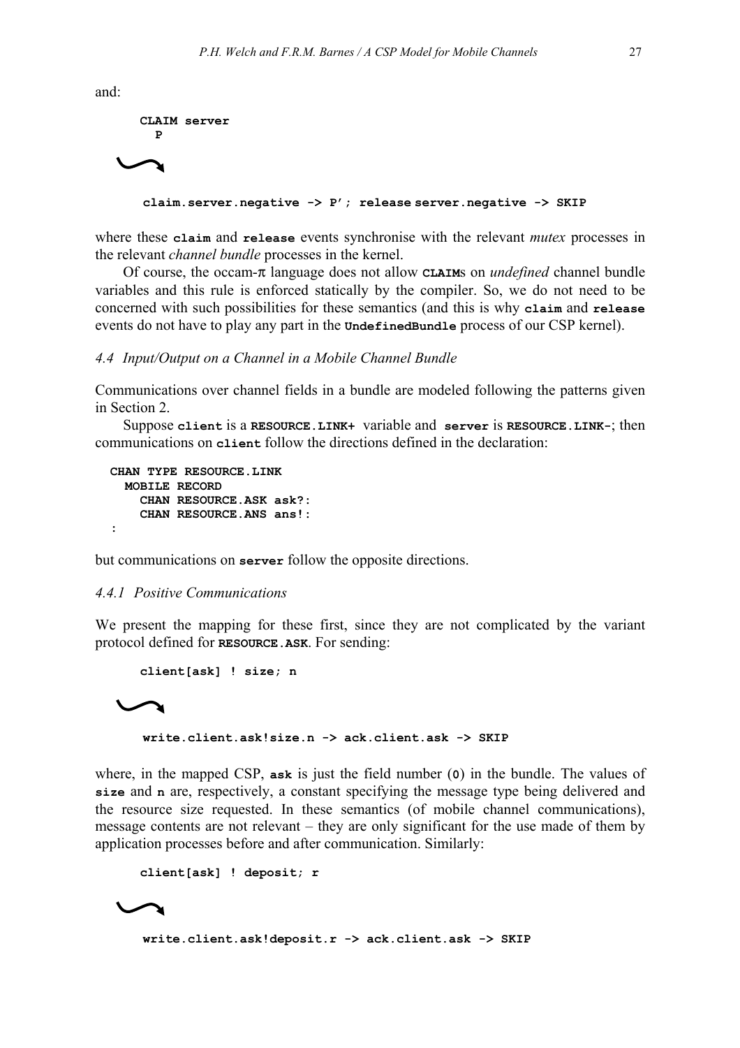and:

```
CLAIM server
  P
```

$\leadsto$

```
claim.server.negative -> P'; release server.negative -> SKIP
```

where these **claim** and **release** events synchronise with the relevant *mutex* processes in the relevant *channel bundle* processes in the kernel.

Of course, the occam-π language does not allow **CLAIM**s on *undefined* channel bundle variables and this rule is enforced statically by the compiler. So, we do not need to be concerned with such possibilities for these semantics (and this is why **claim** and **release** events do not have to play any part in the **UndefinedBundle** process of our CSP kernel).

### *4.4 Input/Output on a Channel in a Mobile Channel Bundle*

Communications over channel fields in a bundle are modeled following the patterns given in Section 2.

Suppose **client** is a **RESOURCE.LINK+** variable and **server** is **RESOURCE.LINK-**; then communications on **client** follow the directions defined in the declaration:

```
CHAN TYPE RESOURCE.LINK
  MOBILE RECORD
    CHAN RESOURCE.ASK ask?:
    CHAN RESOURCE.ANS ans!:
:
```

but communications on **server** follow the opposite directions.

#### *4.4.1 Positive Communications*

We present the mapping for these first, since they are not complicated by the variant protocol defined for **RESOURCE.ASK**. For sending:

```
client[ask] ! size; n
```

$\leadsto$

```
write.client.ask!size.n -> ack.client.ask -> SKIP
```

where, in the mapped CSP, **ask** is just the field number (**0**) in the bundle. The values of **size** and **n** are, respectively, a constant specifying the message type being delivered and the resource size requested. In these semantics (of mobile channel communications), message contents are not relevant – they are only significant for the use made of them by application processes before and after communication. Similarly:

```
client[ask] ! deposit; r
```

$\leadsto$

```
write.client.ask!deposit.r -> ack.client.ask -> SKIP
```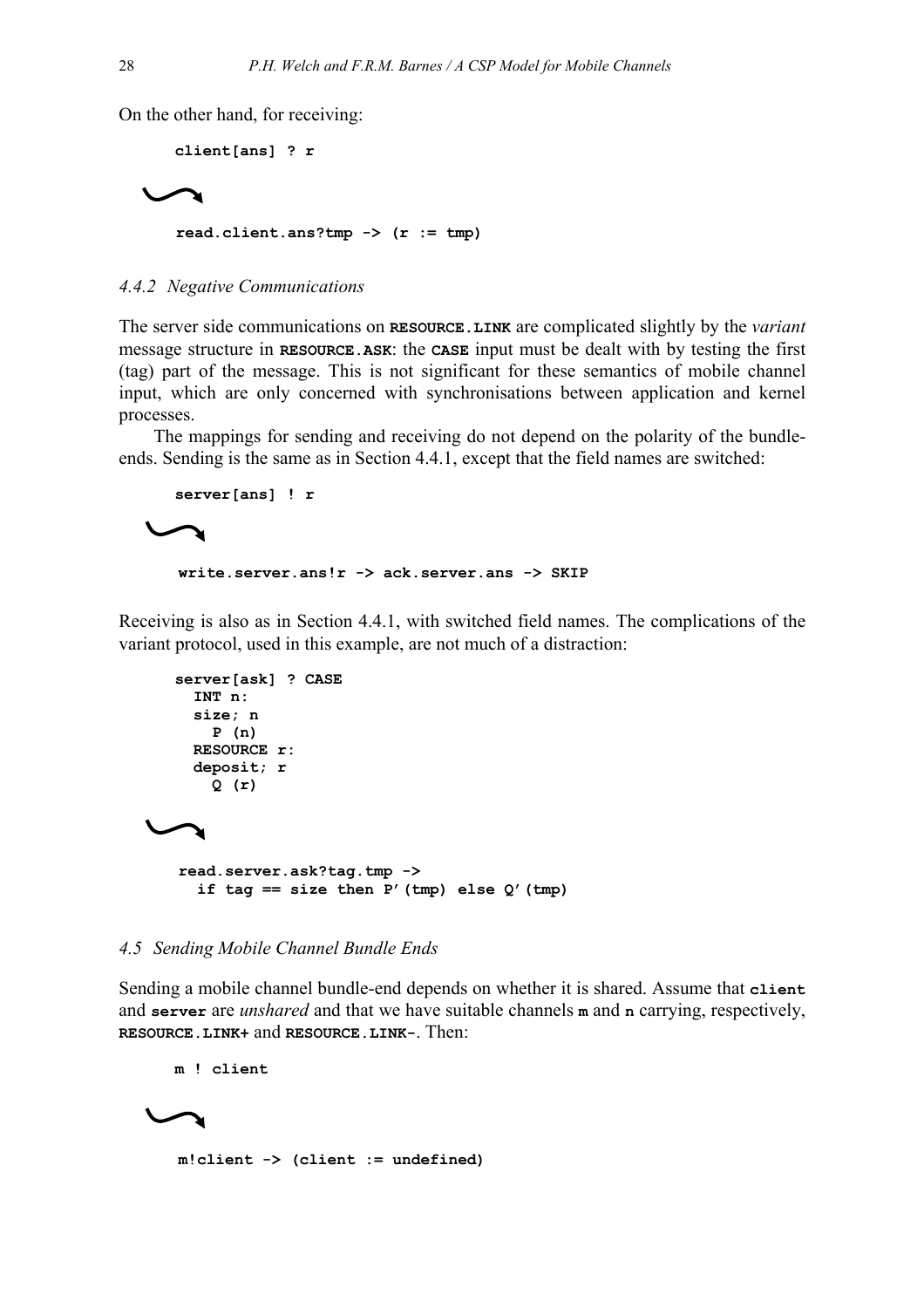On the other hand, for receiving:

```
client[ans] ? r
```

⤳

```
read.client.ans?tmp -> (r := tmp)
```

### 4.4.2 Negative Communications

The server side communications on **RESOURCE.LINK** are complicated slightly by the *variant* message structure in **RESOURCE.ASK**: the **CASE** input must be dealt with by testing the first (tag) part of the message. This is not significant for these semantics of mobile channel input, which are only concerned with synchronisations between application and kernel processes.

The mappings for sending and receiving do not depend on the polarity of the bundle-ends. Sending is the same as in Section 4.4.1, except that the field names are switched:

```
server[ans] ! r
```

⤳

```
write.server.ans!r -> ack.server.ans -> SKIP
```

Receiving is also as in Section 4.4.1, with switched field names. The complications of the variant protocol, used in this example, are not much of a distraction:

```
server[ask] ? CASE
  INT n:
  size; n
    P (n)
  RESOURCE r:
  deposit; r
    Q (r)
```

⤳

```
read.server.ask?tag.tmp ->
  if tag == size then P'(tmp) else Q'(tmp)
```

### 4.5 Sending Mobile Channel Bundle Ends

Sending a mobile channel bundle-end depends on whether it is shared. Assume that **client** and **server** are *unshared* and that we have suitable channels **m** and **n** carrying, respectively, **RESOURCE.LINK+** and **RESOURCE.LINK-**. Then:

```
m ! client
```

⤳

```
m!client -> (client := undefined)
```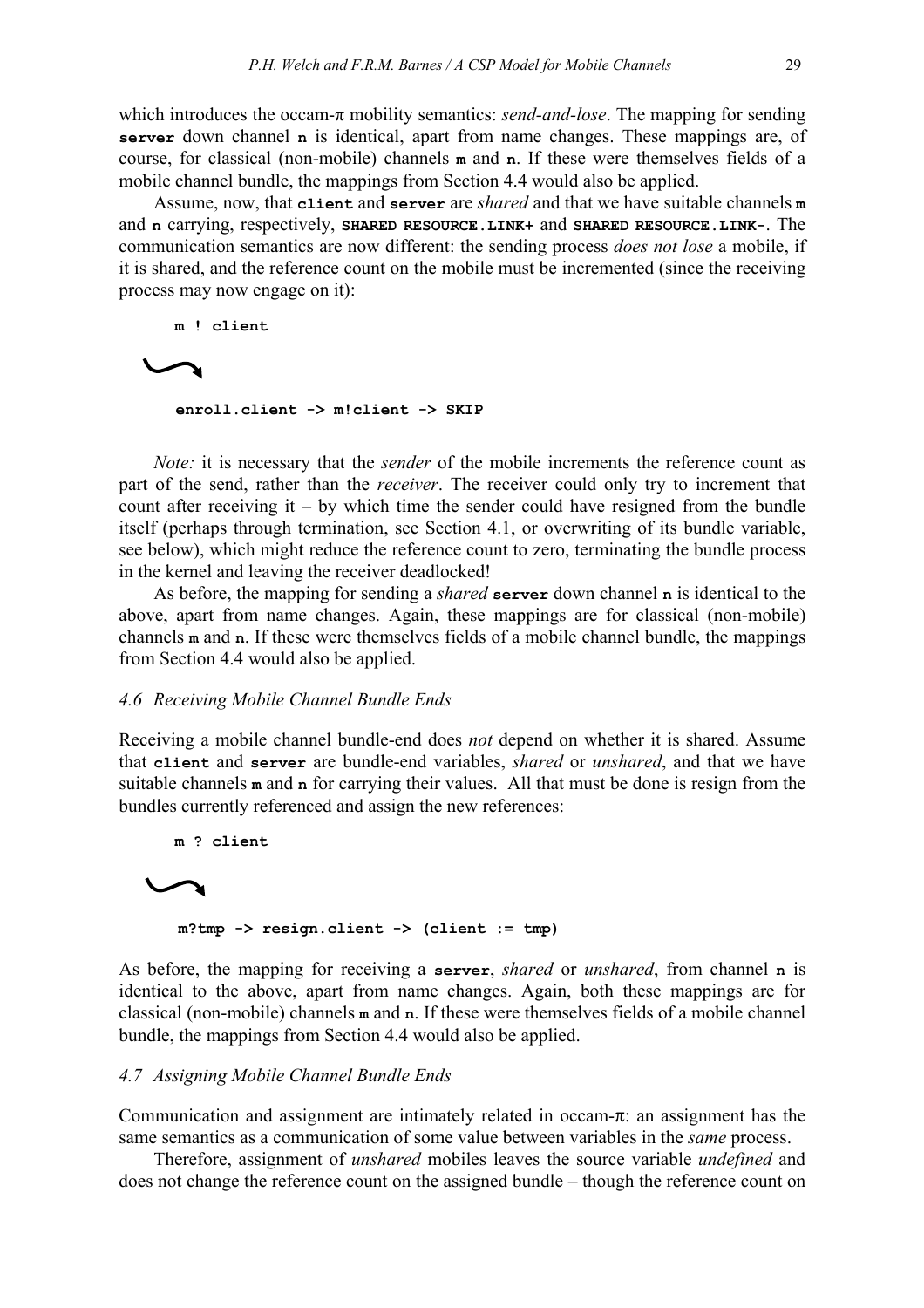which introduces the occam-π mobility semantics: *send-and-lose*. The mapping for sending **server** down channel **n** is identical, apart from name changes. These mappings are, of course, for classical (non-mobile) channels **m** and **n**. If these were themselves fields of a mobile channel bundle, the mappings from Section 4.4 would also be applied.

Assume, now, that **client** and **server** are *shared* and that we have suitable channels **m** and **n** carrying, respectively, **SHARED RESOURCE.LINK+** and **SHARED RESOURCE.LINK-**. The communication semantics are now different: the sending process *does not lose* a mobile, if it is shared, and the reference count on the mobile must be incremented (since the receiving process may now engage on it):

```
m ! client
```

⤳

```
enroll.client -> m!client -> SKIP
```

*Note:* it is necessary that the *sender* of the mobile increments the reference count as part of the send, rather than the *receiver*. The receiver could only try to increment that count after receiving it – by which time the sender could have resigned from the bundle itself (perhaps through termination, see Section 4.1, or overwriting of its bundle variable, see below), which might reduce the reference count to zero, terminating the bundle process in the kernel and leaving the receiver deadlocked!

As before, the mapping for sending a *shared* **server** down channel **n** is identical to the above, apart from name changes. Again, these mappings are for classical (non-mobile) channels **m** and **n**. If these were themselves fields of a mobile channel bundle, the mappings from Section 4.4 would also be applied.

### 4.6 Receiving Mobile Channel Bundle Ends

Receiving a mobile channel bundle-end does *not* depend on whether it is shared. Assume that **client** and **server** are bundle-end variables, *shared* or *unshared*, and that we have suitable channels **m** and **n** for carrying their values. All that must be done is resign from the bundles currently referenced and assign the new references:

```
m ? client
```

⤳

```
m?tmp -> resign.client -> (client := tmp)
```

As before, the mapping for receiving a **server**, *shared* or *unshared*, from channel **n** is identical to the above, apart from name changes. Again, both these mappings are for classical (non-mobile) channels **m** and **n**. If these were themselves fields of a mobile channel bundle, the mappings from Section 4.4 would also be applied.

### 4.7 Assigning Mobile Channel Bundle Ends

Communication and assignment are intimately related in occam-π: an assignment has the same semantics as a communication of some value between variables in the *same* process.

Therefore, assignment of *unshared* mobiles leaves the source variable *undefined* and does not change the reference count on the assigned bundle – though the reference count on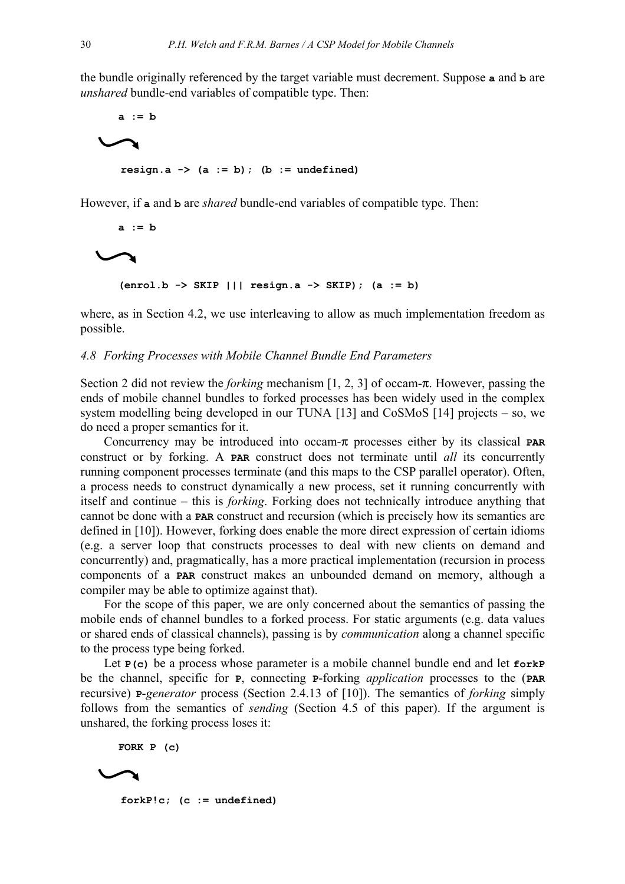the bundle originally referenced by the target variable must decrement. Suppose **a** and **b** are *unshared* bundle-end variables of compatible type. Then:

```
a := b
```

↝

```
resign.a -> (a := b); (b := undefined)
```

However, if **a** and **b** are *shared* bundle-end variables of compatible type. Then:

```
a := b
```

↝

```
(enrol.b -> SKIP ||| resign.a -> SKIP); (a := b)
```

where, as in Section 4.2, we use interleaving to allow as much implementation freedom as possible.

### *4.8 Forking Processes with Mobile Channel Bundle End Parameters*

Section 2 did not review the *forking* mechanism [1, 2, 3] of occam-π. However, passing the ends of mobile channel bundles to forked processes has been widely used in the complex system modelling being developed in our TUNA [13] and CoSMoS [14] projects – so, we do need a proper semantics for it.

Concurrency may be introduced into occam-π processes either by its classical **PAR** construct or by forking. A **PAR** construct does not terminate until *all* its concurrently running component processes terminate (and this maps to the CSP parallel operator). Often, a process needs to construct dynamically a new process, set it running concurrently with itself and continue – this is *forking*. Forking does not technically introduce anything that cannot be done with a **PAR** construct and recursion (which is precisely how its semantics are defined in [10]). However, forking does enable the more direct expression of certain idioms (e.g. a server loop that constructs processes to deal with new clients on demand and concurrently) and, pragmatically, has a more practical implementation (recursion in process components of a **PAR** construct makes an unbounded demand on memory, although a compiler may be able to optimize against that).

For the scope of this paper, we are only concerned about the semantics of passing the mobile ends of channel bundles to a forked process. For static arguments (e.g. data values or shared ends of classical channels), passing is by *communication* along a channel specific to the process type being forked.

Let **P(c)** be a process whose parameter is a mobile channel bundle end and let **forkP** be the channel, specific for **P**, connecting **P**-forking *application* processes to the (**PAR** recursive) **P**-*generator* process (Section 2.4.13 of [10]). The semantics of *forking* simply follows from the semantics of *sending* (Section 4.5 of this paper). If the argument is unshared, the forking process loses it:

```
FORK P (c)
```

↝

```
forkP!c; (c := undefined)
```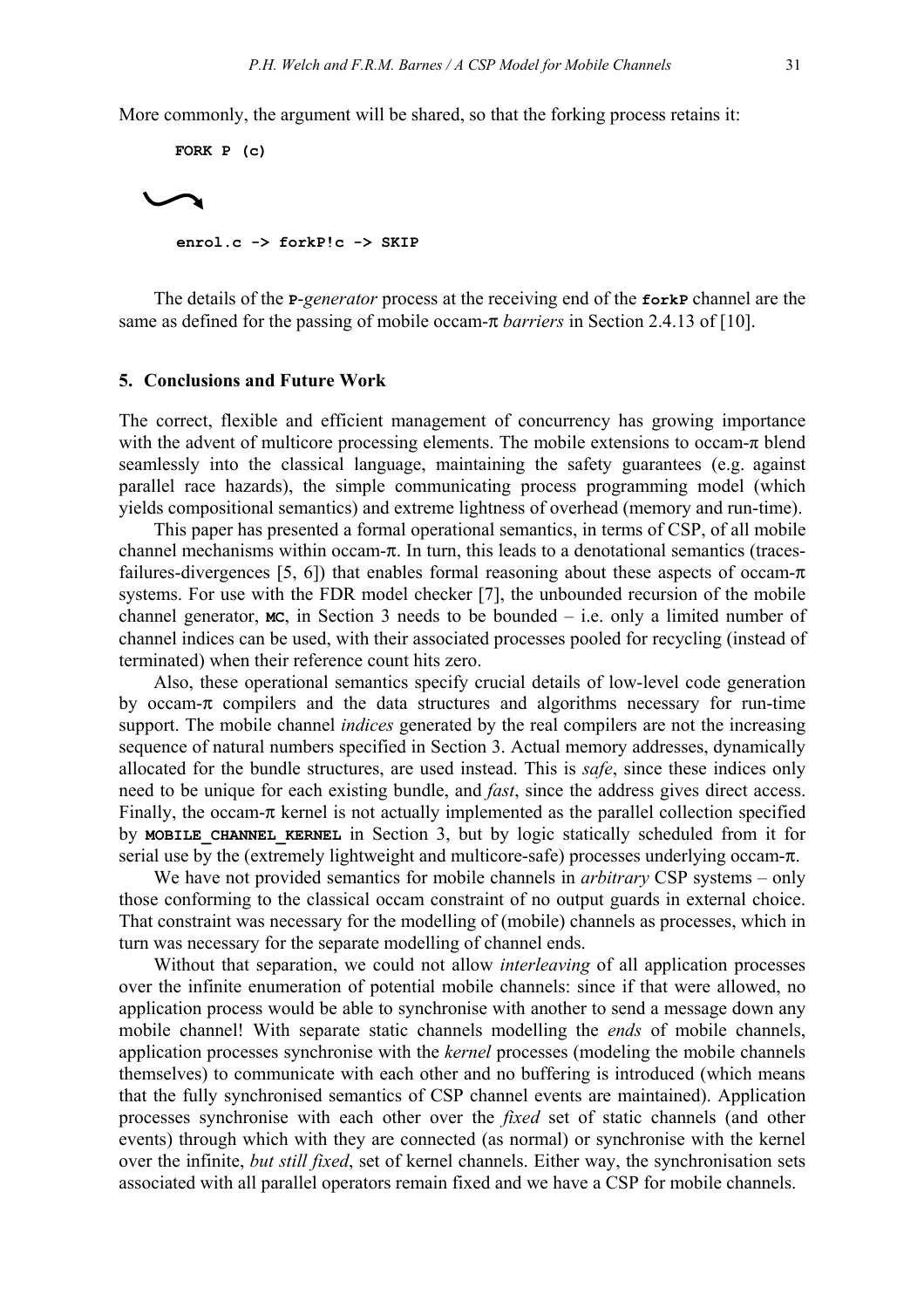More commonly, the argument will be shared, so that the forking process retains it:

```
FORK P (c)
```

↝

```
enrol.c -> forkP!c -> SKIP
```

The details of the **P**-*generator* process at the receiving end of the **forkP** channel are the same as defined for the passing of mobile occam-π *barriers* in Section 2.4.13 of [10].

## 5. Conclusions and Future Work

The correct, flexible and efficient management of concurrency has growing importance with the advent of multicore processing elements. The mobile extensions to occam-π blend seamlessly into the classical language, maintaining the safety guarantees (e.g. against parallel race hazards), the simple communicating process programming model (which yields compositional semantics) and extreme lightness of overhead (memory and run-time).

This paper has presented a formal operational semantics, in terms of CSP, of all mobile channel mechanisms within occam-π. In turn, this leads to a denotational semantics (traces-failures-divergences [5, 6]) that enables formal reasoning about these aspects of occam-π systems. For use with the FDR model checker [7], the unbounded recursion of the mobile channel generator, **MC**, in Section 3 needs to be bounded – i.e. only a limited number of channel indices can be used, with their associated processes pooled for recycling (instead of terminated) when their reference count hits zero.

Also, these operational semantics specify crucial details of low-level code generation by occam-π compilers and the data structures and algorithms necessary for run-time support. The mobile channel *indices* generated by the real compilers are not the increasing sequence of natural numbers specified in Section 3. Actual memory addresses, dynamically allocated for the bundle structures, are used instead. This is *safe*, since these indices only need to be unique for each existing bundle, and *fast*, since the address gives direct access. Finally, the occam-π kernel is not actually implemented as the parallel collection specified by **MOBILE_CHANNEL_KERNEL** in Section 3, but by logic statically scheduled from it for serial use by the (extremely lightweight and multicore-safe) processes underlying occam-π.

We have not provided semantics for mobile channels in *arbitrary* CSP systems – only those conforming to the classical occam constraint of no output guards in external choice. That constraint was necessary for the modelling of (mobile) channels as processes, which in turn was necessary for the separate modelling of channel ends.

Without that separation, we could not allow *interleaving* of all application processes over the infinite enumeration of potential mobile channels: since if that were allowed, no application process would be able to synchronise with another to send a message down any mobile channel! With separate static channels modelling the *ends* of mobile channels, application processes synchronise with the *kernel* processes (modeling the mobile channels themselves) to communicate with each other and no buffering is introduced (which means that the fully synchronised semantics of CSP channel events are maintained). Application processes synchronise with each other over the *fixed* set of static channels (and other events) through which with they are connected (as normal) or synchronise with the kernel over the infinite, *but still fixed*, set of kernel channels. Either way, the synchronisation sets associated with all parallel operators remain fixed and we have a CSP for mobile channels.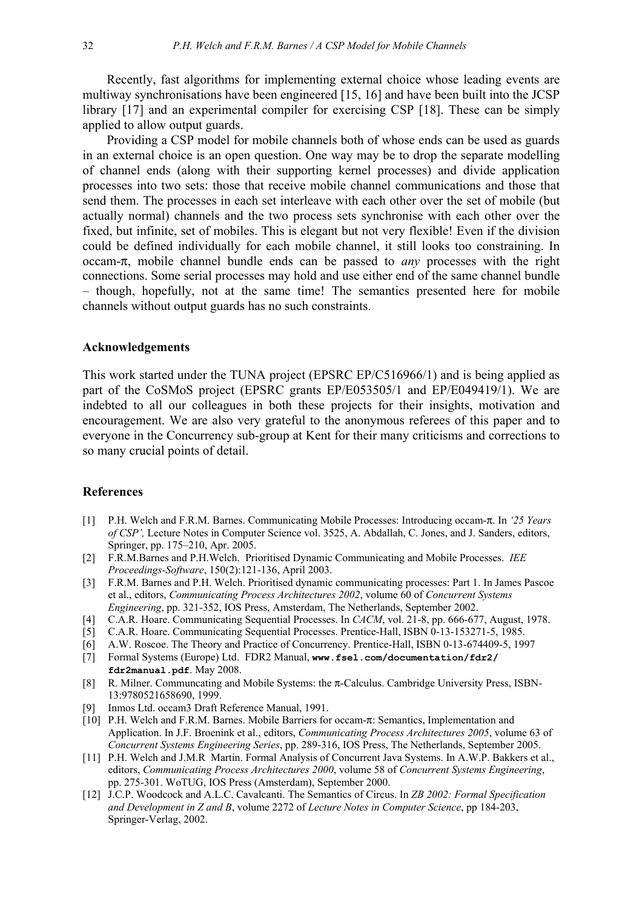Recently, fast algorithms for implementing external choice whose leading events are multiway synchronisations have been engineered [15, 16] and have been built into the JCSP library [17] and an experimental compiler for exercising CSP [18]. These can be simply applied to allow output guards.

Providing a CSP model for mobile channels both of whose ends can be used as guards in an external choice is an open question. One way may be to drop the separate modelling of channel ends (along with their supporting kernel processes) and divide application processes into two sets: those that receive mobile channel communications and those that send them. The processes in each set interleave with each other over the set of mobile (but actually normal) channels and the two process sets synchronise with each other over the fixed, but infinite, set of mobiles. This is elegant but not very flexible! Even if the division could be defined individually for each mobile channel, it still looks too constraining. In occam-π, mobile channel bundle ends can be passed to *any* processes with the right connections. Some serial processes may hold and use either end of the same channel bundle – though, hopefully, not at the same time! The semantics presented here for mobile channels without output guards has no such constraints.

### Acknowledgements

This work started under the TUNA project (EPSRC EP/C516966/1) and is being applied as part of the CoSMoS project (EPSRC grants EP/E053505/1 and EP/E049419/1). We are indebted to all our colleagues in both these projects for their insights, motivation and encouragement. We are also very grateful to the anonymous referees of this paper and to everyone in the Concurrency sub-group at Kent for their many criticisms and corrections to so many crucial points of detail.

### References

[1] P.H. Welch and F.R.M. Barnes. Communicating Mobile Processes: Introducing occam-π. In *'25 Years of CSP',* Lecture Notes in Computer Science vol. 3525, A. Abdallah, C. Jones, and J. Sanders, editors, Springer, pp. 175–210, Apr. 2005.

[2] F.R.M.Barnes and P.H.Welch. Prioritised Dynamic Communicating and Mobile Processes. *IEE Proceedings-Software*, 150(2):121-136, April 2003.

[3] F.R.M. Barnes and P.H. Welch. Prioritised dynamic communicating processes: Part 1. In James Pascoe et al., editors, *Communicating Process Architectures 2002*, volume 60 of *Concurrent Systems Engineering*, pp. 321-352, IOS Press, Amsterdam, The Netherlands, September 2002.

[4] C.A.R. Hoare. Communicating Sequential Processes. In *CACM*, vol. 21-8, pp. 666-677, August, 1978.

[5] C.A.R. Hoare. Communicating Sequential Processes. Prentice-Hall, ISBN 0-13-153271-5, 1985.

[6] A.W. Roscoe. The Theory and Practice of Concurrency. Prentice-Hall, ISBN 0-13-674409-5, 1997

[7] Formal Systems (Europe) Ltd. FDR2 Manual, **www.fsel.com/documentation/fdr2/fdr2manual.pdf**. May 2008.

[8] R. Milner. Communcating and Mobile Systems: the π-Calculus. Cambridge University Press, ISBN-13:9780521658690, 1999.

[9] Inmos Ltd. occam3 Draft Reference Manual, 1991.

[10] P.H. Welch and F.R.M. Barnes. Mobile Barriers for occam-π: Semantics, Implementation and Application. In J.F. Broenink et al., editors, *Communicating Process Architectures 2005*, volume 63 of *Concurrent Systems Engineering Series*, pp. 289-316, IOS Press, The Netherlands, September 2005.

[11] P.H. Welch and J.M.R Martin. Formal Analysis of Concurrent Java Systems. In A.W.P. Bakkers et al., editors, *Communicating Process Architectures 2000*, volume 58 of *Concurrent Systems Engineering*, pp. 275-301. WoTUG, IOS Press (Amsterdam), September 2000.

[12] J.C.P. Woodcock and A.L.C. Cavalcanti. The Semantics of Circus. In *ZB 2002: Formal Specification and Development in Z and B*, volume 2272 of *Lecture Notes in Computer Science*, pp 184-203, Springer-Verlag, 2002.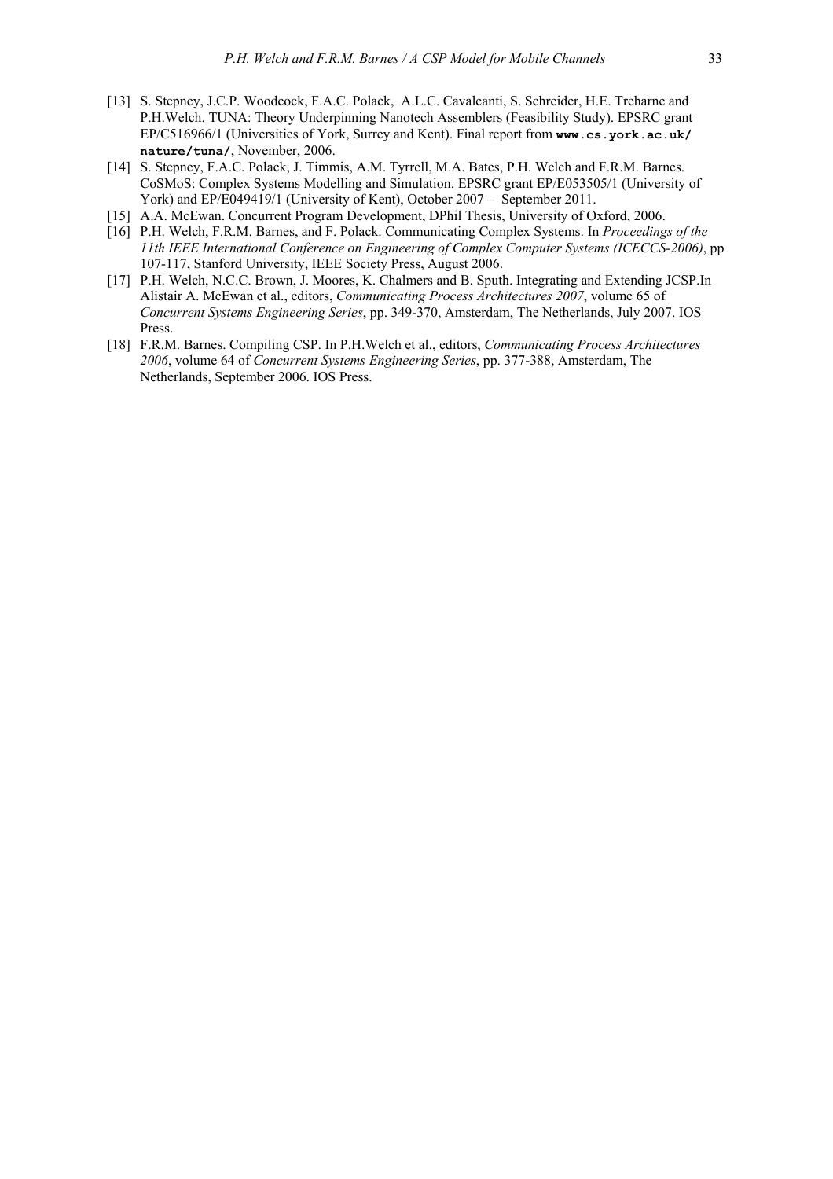[13] S. Stepney, J.C.P. Woodcock, F.A.C. Polack, A.L.C. Cavalcanti, S. Schreider, H.E. Treharne and P.H.Welch. TUNA: Theory Underpinning Nanotech Assemblers (Feasibility Study). EPSRC grant EP/C516966/1 (Universities of York, Surrey and Kent). Final report from **`www.cs.york.ac.uk/nature/tuna/`**, November, 2006.

[14] S. Stepney, F.A.C. Polack, J. Timmis, A.M. Tyrrell, M.A. Bates, P.H. Welch and F.R.M. Barnes. CoSMoS: Complex Systems Modelling and Simulation. EPSRC grant EP/E053505/1 (University of York) and EP/E049419/1 (University of Kent), October 2007 – September 2011.

[15] A.A. McEwan. Concurrent Program Development, DPhil Thesis, University of Oxford, 2006.

[16] P.H. Welch, F.R.M. Barnes, and F. Polack. Communicating Complex Systems. In *Proceedings of the 11th IEEE International Conference on Engineering of Complex Computer Systems (ICECCS-2006)*, pp 107-117, Stanford University, IEEE Society Press, August 2006.

[17] P.H. Welch, N.C.C. Brown, J. Moores, K. Chalmers and B. Sputh. Integrating and Extending JCSP.In Alistair A. McEwan et al., editors, *Communicating Process Architectures 2007*, volume 65 of *Concurrent Systems Engineering Series*, pp. 349-370, Amsterdam, The Netherlands, July 2007. IOS Press.

[18] F.R.M. Barnes. Compiling CSP. In P.H.Welch et al., editors, *Communicating Process Architectures 2006*, volume 64 of *Concurrent Systems Engineering Series*, pp. 377-388, Amsterdam, The Netherlands, September 2006. IOS Press.